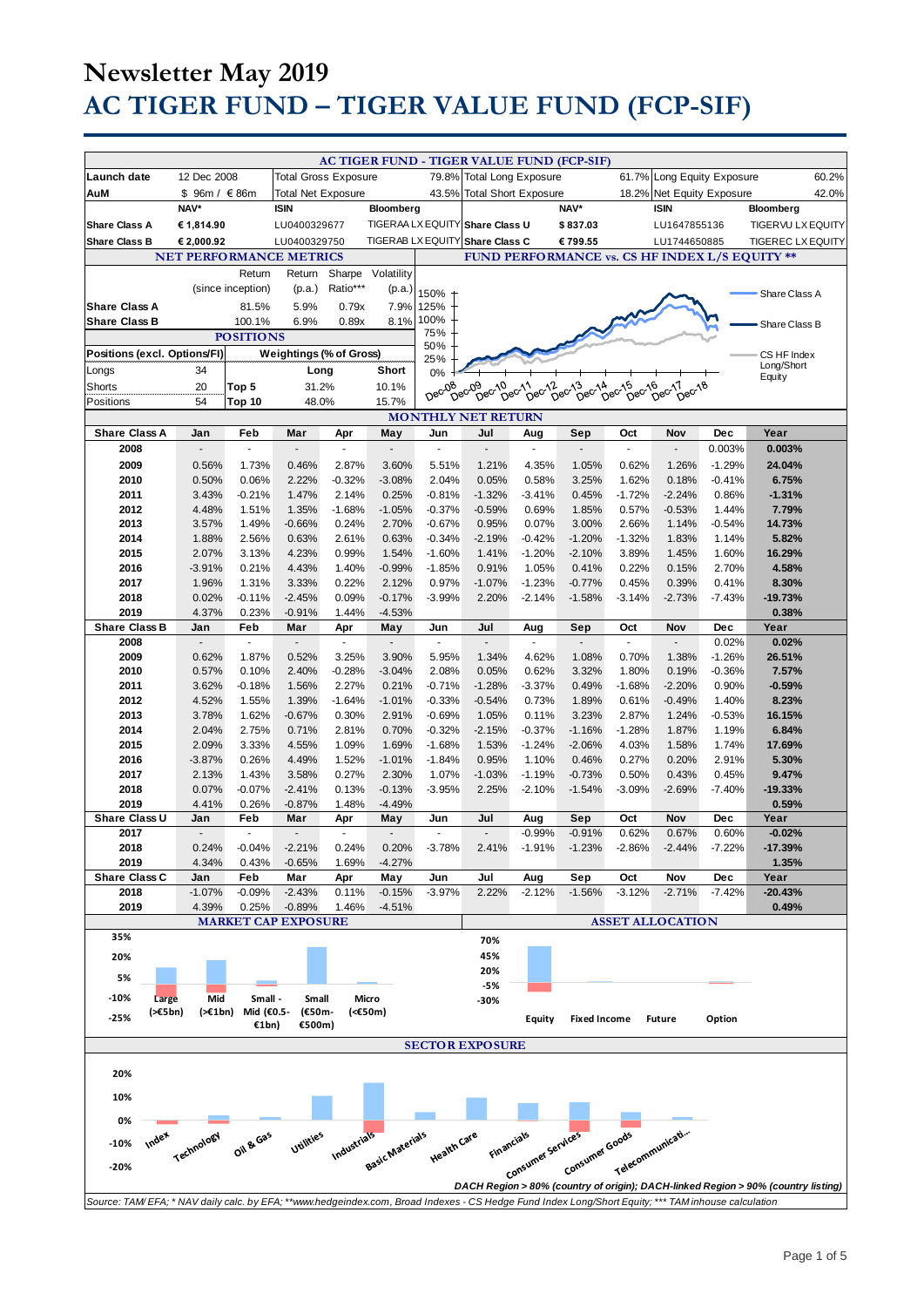# Newsletter May 2019

# AC TIGER FUND – TIGER VALUE FUND (FCP-SIF)

## AC TIGER FUND - TIGER VALUE FUND (FCP-SIF)

| | | | | | | | |
|---|---|---|---|---|---|---|---|
| **Launch date** | 12 Dec 2008 | Total Gross Exposure | 79.8% | Total Long Exposure | 61.7% | Long Equity Exposure | 60.2% |
| **AuM** | $ 96m / € 86m | Total Net Exposure | 43.5% | Total Short Exposure | 18.2% | Net Equity Exposure | 42.0% |

| | NAV* | ISIN | Bloomberg | | NAV* | ISIN | Bloomberg |
|---|---|---|---|---|---|---|---|
| **Share Class A** | € 1,814.90 | LU0400329677 | TIGERAA LX EQUITY | **Share Class U** | $ 837.03 | LU1647855136 | TIGERVU LX EQUITY |
| **Share Class B** | € 2,000.92 | LU0400329750 | TIGERAB LX EQUITY | **Share Class C** | € 799.55 | LU1744650885 | TIGEREC LX EQUITY |

## NET PERFORMANCE METRICS

| | Return (since inception) | Return (p.a.) | Sharpe Ratio*** | Volatility (p.a.) |
|---|---|---|---|---|
| **Share Class A** | 81.5% | 5.9% | 0.79x | 7.9% |
| **Share Class B** | 100.1% | 6.9% | 0.89x | 8.1% |

## POSITIONS

| Positions (excl. Options/FI) | | Weightings (% of Gross) | Long | Short |
|---|---|---|---|---|
| Longs | 34 | | | |
| Shorts | 20 | Top 5 | 31.2% | 10.1% |
| Positions | 54 | Top 10 | 48.0% | 15.7% |

## FUND PERFORMANCE vs. CS HF INDEX L/S EQUITY **

(Chart: Share Class A, Share Class B, CS HF Index Long/Short Equity; Dec-08 to Dec-18)

## MONTHLY NET RETURN

| Share Class A | Jan | Feb | Mar | Apr | May | Jun | Jul | Aug | Sep | Oct | Nov | Dec | Year |
|---|---|---|---|---|---|---|---|---|---|---|---|---|---|
| **2008** | - | - | - | - | - | - | - | - | - | - | - | 0.003% | **0.003%** |
| **2009** | 0.56% | 1.73% | 0.46% | 2.87% | 3.60% | 5.51% | 1.21% | 4.35% | 1.05% | 0.62% | 1.26% | -1.29% | **24.04%** |
| **2010** | 0.50% | 0.06% | 2.22% | -0.32% | -3.08% | 2.04% | 0.05% | 0.58% | 3.25% | 1.62% | 0.18% | -0.41% | **6.75%** |
| **2011** | 3.43% | -0.21% | 1.47% | 2.14% | 0.25% | -0.81% | -1.32% | -3.41% | 0.45% | -1.72% | -2.24% | 0.86% | **-1.31%** |
| **2012** | 4.48% | 1.51% | 1.35% | -1.68% | -1.05% | -0.37% | -0.59% | 0.69% | 1.85% | 0.57% | -0.53% | 1.44% | **7.79%** |
| **2013** | 3.57% | 1.49% | -0.66% | 0.24% | 2.70% | -0.67% | 0.95% | 0.07% | 3.00% | 2.66% | 1.14% | -0.54% | **14.73%** |
| **2014** | 1.88% | 2.56% | 0.63% | 2.61% | 0.63% | -0.34% | -2.19% | -0.42% | -1.20% | -1.32% | 1.83% | 1.14% | **5.82%** |
| **2015** | 2.07% | 3.13% | 4.23% | 0.99% | 1.54% | -1.60% | 1.41% | -1.20% | -2.10% | 3.89% | 1.45% | 1.60% | **16.29%** |
| **2016** | -3.91% | 0.21% | 4.43% | 1.40% | -0.99% | -1.85% | 0.91% | 1.05% | 0.41% | 0.22% | 0.15% | 2.70% | **4.58%** |
| **2017** | 1.96% | 1.31% | 3.33% | 0.22% | 2.12% | 0.97% | -1.07% | -1.23% | -0.77% | 0.45% | 0.39% | 0.41% | **8.30%** |
| **2018** | 0.02% | -0.11% | -2.45% | 0.09% | -0.17% | -3.99% | 2.20% | -2.14% | -1.58% | -3.14% | -2.73% | -7.43% | **-19.73%** |
| **2019** | 4.37% | 0.23% | -0.91% | 1.44% | -4.53% | | | | | | | | **0.38%** |

| Share Class B | Jan | Feb | Mar | Apr | May | Jun | Jul | Aug | Sep | Oct | Nov | Dec | Year |
|---|---|---|---|---|---|---|---|---|---|---|---|---|---|
| **2008** | - | - | - | - | - | - | - | - | - | - | - | 0.02% | **0.02%** |
| **2009** | 0.62% | 1.87% | 0.52% | 3.25% | 3.90% | 5.95% | 1.34% | 4.62% | 1.08% | 0.70% | 1.38% | -1.26% | **26.51%** |
| **2010** | 0.57% | 0.10% | 2.40% | -0.28% | -3.04% | 2.08% | 0.05% | 0.62% | 3.32% | 1.80% | 0.19% | -0.36% | **7.57%** |
| **2011** | 3.62% | -0.18% | 1.56% | 2.27% | 0.21% | -0.71% | -1.28% | -3.37% | 0.49% | -1.68% | -2.20% | 0.90% | **-0.59%** |
| **2012** | 4.52% | 1.55% | 1.39% | -1.64% | -1.01% | -0.33% | -0.54% | 0.73% | 1.89% | 0.61% | -0.49% | 1.40% | **8.23%** |
| **2013** | 3.78% | 1.62% | -0.67% | 0.30% | 2.91% | -0.69% | 1.05% | 0.11% | 3.23% | 2.87% | 1.24% | -0.53% | **16.15%** |
| **2014** | 2.04% | 2.75% | 0.71% | 2.81% | 0.70% | -0.32% | -2.15% | -0.37% | -1.16% | -1.28% | 1.87% | 1.19% | **6.84%** |
| **2015** | 2.09% | 3.33% | 4.55% | 1.09% | 1.69% | -1.68% | 1.53% | -1.24% | -2.06% | 4.03% | 1.58% | 1.74% | **17.69%** |
| **2016** | -3.87% | 0.26% | 4.49% | 1.52% | -1.01% | -1.84% | 0.95% | 1.10% | 0.46% | 0.27% | 0.20% | 2.91% | **5.30%** |
| **2017** | 2.13% | 1.43% | 3.58% | 0.27% | 2.30% | 1.07% | -1.03% | -1.19% | -0.73% | 0.50% | 0.43% | 0.45% | **9.47%** |
| **2018** | 0.07% | -0.07% | -2.41% | 0.13% | -0.13% | -3.95% | 2.25% | -2.10% | -1.54% | -3.09% | -2.69% | -7.40% | **-19.33%** |
| **2019** | 4.41% | 0.26% | -0.87% | 1.48% | -4.49% | | | | | | | | **0.59%** |

| Share Class U | Jan | Feb | Mar | Apr | May | Jun | Jul | Aug | Sep | Oct | Nov | Dec | Year |
|---|---|---|---|---|---|---|---|---|---|---|---|---|---|
| **2017** | - | - | - | - | - | - | - | -0.99% | -0.91% | 0.62% | 0.67% | 0.60% | **-0.02%** |
| **2018** | 0.24% | -0.04% | -2.21% | 0.24% | 0.20% | -3.78% | 2.41% | -1.91% | -1.23% | -2.86% | -2.44% | -7.22% | **-17.39%** |
| **2019** | 4.34% | 0.43% | -0.65% | 1.69% | -4.27% | | | | | | | | **1.35%** |

| Share Class C | Jan | Feb | Mar | Apr | May | Jun | Jul | Aug | Sep | Oct | Nov | Dec | Year |
|---|---|---|---|---|---|---|---|---|---|---|---|---|---|
| **2018** | -1.07% | -0.09% | -2.43% | 0.11% | -0.15% | -3.97% | 2.22% | -2.12% | -1.56% | -3.12% | -2.71% | -7.42% | **-20.43%** |
| **2019** | 4.39% | 0.25% | -0.89% | 1.46% | -4.51% | | | | | | | | **0.49%** |

## MARKET CAP EXPOSURE

(Chart categories: Large (>€5bn), Mid (>€1bn), Small - Mid (€0.5-€1bn), Small (€50m-€500m), Micro (<€50m))

## ASSET ALLOCATION

(Chart categories: Equity, Fixed Income, Future, Option)

## SECTOR EXPOSURE

(Chart categories: Index, Technology, Oil & Gas, Utilities, Industrials, Basic Materials, Health Care, Financials, Consumer Services, Consumer Goods, Telecommunicati...)

*DACH Region > 80% (country of origin); DACH-linked Region > 90% (country listing)*

*Source: TAM/EFA; * NAV daily calc. by EFA; **www.hedgeindex.com, Broad Indexes - CS Hedge Fund Index Long/Short Equity; *** TAM inhouse calculation*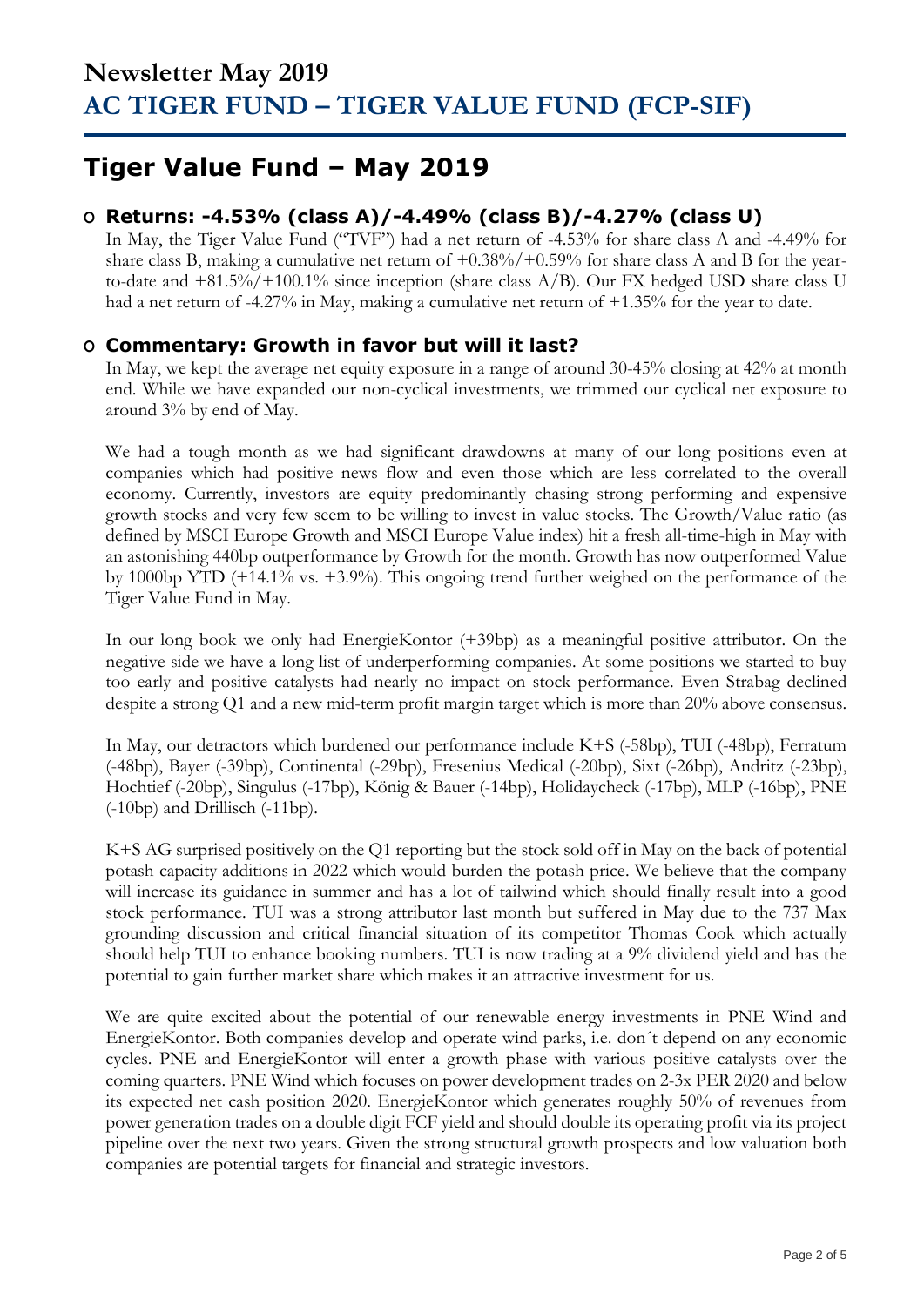# Newsletter May 2019
# AC TIGER FUND – TIGER VALUE FUND (FCP-SIF)

## Tiger Value Fund – May 2019

### Returns: -4.53% (class A)/-4.49% (class B)/-4.27% (class U)

In May, the Tiger Value Fund ("TVF") had a net return of -4.53% for share class A and -4.49% for share class B, making a cumulative net return of +0.38%/+0.59% for share class A and B for the year-to-date and +81.5%/+100.1% since inception (share class A/B). Our FX hedged USD share class U had a net return of -4.27% in May, making a cumulative net return of +1.35% for the year to date.

### Commentary: Growth in favor but will it last?

In May, we kept the average net equity exposure in a range of around 30-45% closing at 42% at month end. While we have expanded our non-cyclical investments, we trimmed our cyclical net exposure to around 3% by end of May.

We had a tough month as we had significant drawdowns at many of our long positions even at companies which had positive news flow and even those which are less correlated to the overall economy. Currently, investors are equity predominantly chasing strong performing and expensive growth stocks and very few seem to be willing to invest in value stocks. The Growth/Value ratio (as defined by MSCI Europe Growth and MSCI Europe Value index) hit a fresh all-time-high in May with an astonishing 440bp outperformance by Growth for the month. Growth has now outperformed Value by 1000bp YTD (+14.1% vs. +3.9%). This ongoing trend further weighed on the performance of the Tiger Value Fund in May.

In our long book we only had EnergieKontor (+39bp) as a meaningful positive attributor. On the negative side we have a long list of underperforming companies. At some positions we started to buy too early and positive catalysts had nearly no impact on stock performance. Even Strabag declined despite a strong Q1 and a new mid-term profit margin target which is more than 20% above consensus.

In May, our detractors which burdened our performance include K+S (-58bp), TUI (-48bp), Ferratum (-48bp), Bayer (-39bp), Continental (-29bp), Fresenius Medical (-20bp), Sixt (-26bp), Andritz (-23bp), Hochtief (-20bp), Singulus (-17bp), König & Bauer (-14bp), Holidaycheck (-17bp), MLP (-16bp), PNE (-10bp) and Drillisch (-11bp).

K+S AG surprised positively on the Q1 reporting but the stock sold off in May on the back of potential potash capacity additions in 2022 which would burden the potash price. We believe that the company will increase its guidance in summer and has a lot of tailwind which should finally result into a good stock performance. TUI was a strong attributor last month but suffered in May due to the 737 Max grounding discussion and critical financial situation of its competitor Thomas Cook which actually should help TUI to enhance booking numbers. TUI is now trading at a 9% dividend yield and has the potential to gain further market share which makes it an attractive investment for us.

We are quite excited about the potential of our renewable energy investments in PNE Wind and EnergieKontor. Both companies develop and operate wind parks, i.e. don´t depend on any economic cycles. PNE and EnergieKontor will enter a growth phase with various positive catalysts over the coming quarters. PNE Wind which focuses on power development trades on 2-3x PER 2020 and below its expected net cash position 2020. EnergieKontor which generates roughly 50% of revenues from power generation trades on a double digit FCF yield and should double its operating profit via its project pipeline over the next two years. Given the strong structural growth prospects and low valuation both companies are potential targets for financial and strategic investors.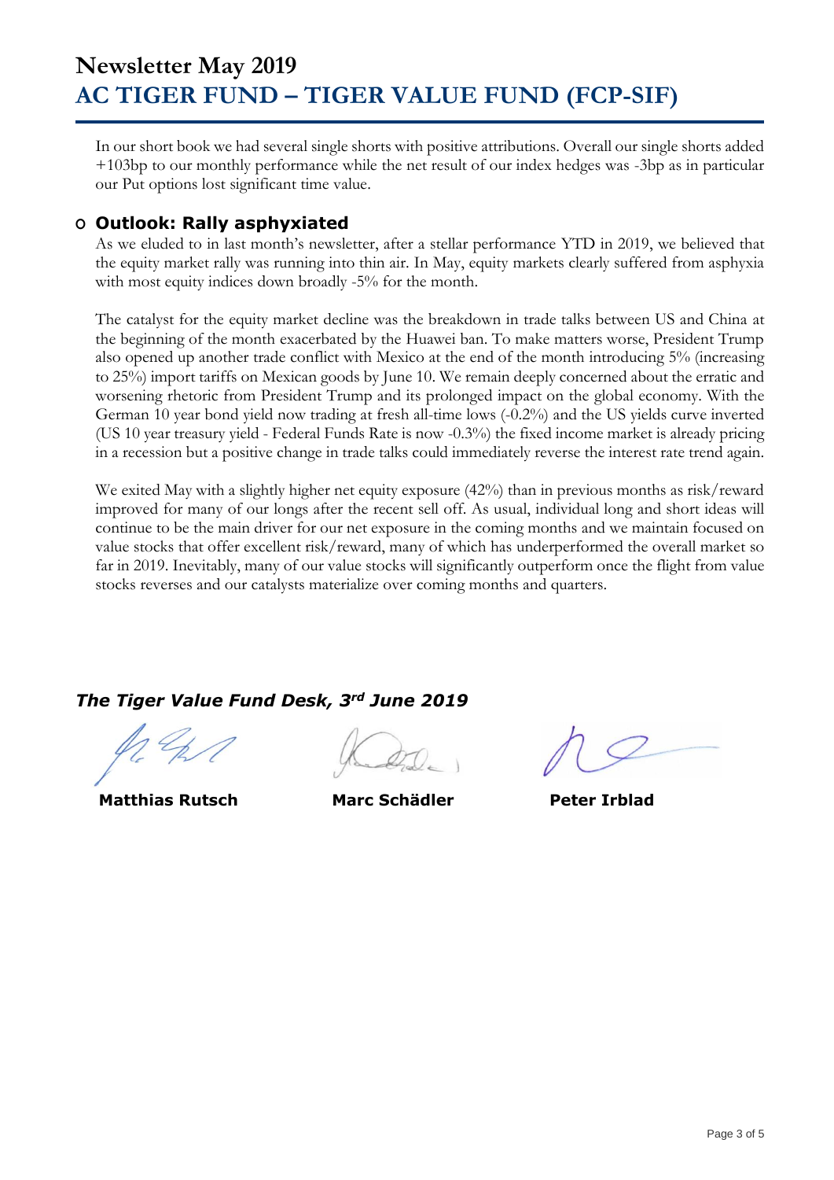In our short book we had several single shorts with positive attributions. Overall our single shorts added +103bp to our monthly performance while the net result of our index hedges was -3bp as in particular our Put options lost significant time value.

### Outlook: Rally asphyxiated

As we eluded to in last month's newsletter, after a stellar performance YTD in 2019, we believed that the equity market rally was running into thin air. In May, equity markets clearly suffered from asphyxia with most equity indices down broadly -5% for the month.

The catalyst for the equity market decline was the breakdown in trade talks between US and China at the beginning of the month exacerbated by the Huawei ban. To make matters worse, President Trump also opened up another trade conflict with Mexico at the end of the month introducing 5% (increasing to 25%) import tariffs on Mexican goods by June 10. We remain deeply concerned about the erratic and worsening rhetoric from President Trump and its prolonged impact on the global economy. With the German 10 year bond yield now trading at fresh all-time lows (-0.2%) and the US yields curve inverted (US 10 year treasury yield - Federal Funds Rate is now -0.3%) the fixed income market is already pricing in a recession but a positive change in trade talks could immediately reverse the interest rate trend again.

We exited May with a slightly higher net equity exposure (42%) than in previous months as risk/reward improved for many of our longs after the recent sell off. As usual, individual long and short ideas will continue to be the main driver for our net exposure in the coming months and we maintain focused on value stocks that offer excellent risk/reward, many of which has underperformed the overall market so far in 2019. Inevitably, many of our value stocks will significantly outperform once the flight from value stocks reverses and our catalysts materialize over coming months and quarters.

***The Tiger Value Fund Desk, 3rd June 2019***

**Matthias Rutsch** **Marc Schädler** **Peter Irblad**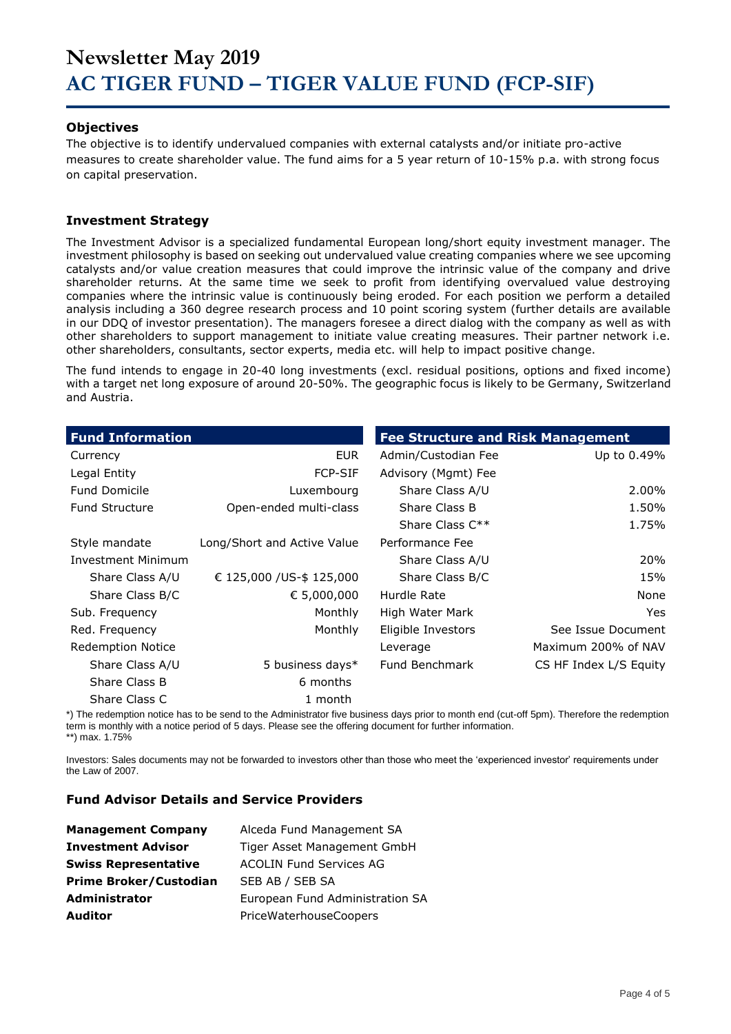# Newsletter May 2019
# AC TIGER FUND – TIGER VALUE FUND (FCP-SIF)

### Objectives

The objective is to identify undervalued companies with external catalysts and/or initiate pro-active measures to create shareholder value. The fund aims for a 5 year return of 10-15% p.a. with strong focus on capital preservation.

### Investment Strategy

The Investment Advisor is a specialized fundamental European long/short equity investment manager. The investment philosophy is based on seeking out undervalued value creating companies where we see upcoming catalysts and/or value creation measures that could improve the intrinsic value of the company and drive shareholder returns. At the same time we seek to profit from identifying overvalued value destroying companies where the intrinsic value is continuously being eroded. For each position we perform a detailed analysis including a 360 degree research process and 10 point scoring system (further details are available in our DDQ of investor presentation). The managers foresee a direct dialog with the company as well as with other shareholders to support management to initiate value creating measures. Their partner network i.e. other shareholders, consultants, sector experts, media etc. will help to impact positive change.

The fund intends to engage in 20-40 long investments (excl. residual positions, options and fixed income) with a target net long exposure of around 20-50%. The geographic focus is likely to be Germany, Switzerland and Austria.

| Fund Information | |
|---|---|
| Currency | EUR |
| Legal Entity | FCP-SIF |
| Fund Domicile | Luxembourg |
| Fund Structure | Open-ended multi-class |
| Style mandate | Long/Short and Active Value |
| Investment Minimum | |
| Share Class A/U | € 125,000 /US-$ 125,000 |
| Share Class B/C | € 5,000,000 |
| Sub. Frequency | Monthly |
| Red. Frequency | Monthly |
| Redemption Notice | |
| Share Class A/U | 5 business days* |
| Share Class B | 6 months |
| Share Class C | 1 month |

| Fee Structure and Risk Management | |
|---|---|
| Admin/Custodian Fee | Up to 0.49% |
| Advisory (Mgmt) Fee | |
| Share Class A/U | 2.00% |
| Share Class B | 1.50% |
| Share Class C** | 1.75% |
| Performance Fee | |
| Share Class A/U | 20% |
| Share Class B/C | 15% |
| Hurdle Rate | None |
| High Water Mark | Yes |
| Eligible Investors | See Issue Document |
| Leverage | Maximum 200% of NAV |
| Fund Benchmark | CS HF Index L/S Equity |

*) The redemption notice has to be send to the Administrator five business days prior to month end (cut-off 5pm). Therefore the redemption term is monthly with a notice period of 5 days. Please see the offering document for further information.
**) max. 1.75%

Investors: Sales documents may not be forwarded to investors other than those who meet the 'experienced investor' requirements under the Law of 2007.

### Fund Advisor Details and Service Providers

| | |
|---|---|
| **Management Company** | Alceda Fund Management SA |
| **Investment Advisor** | Tiger Asset Management GmbH |
| **Swiss Representative** | ACOLIN Fund Services AG |
| **Prime Broker/Custodian** | SEB AB / SEB SA |
| **Administrator** | European Fund Administration SA |
| **Auditor** | PriceWaterhouseCoopers |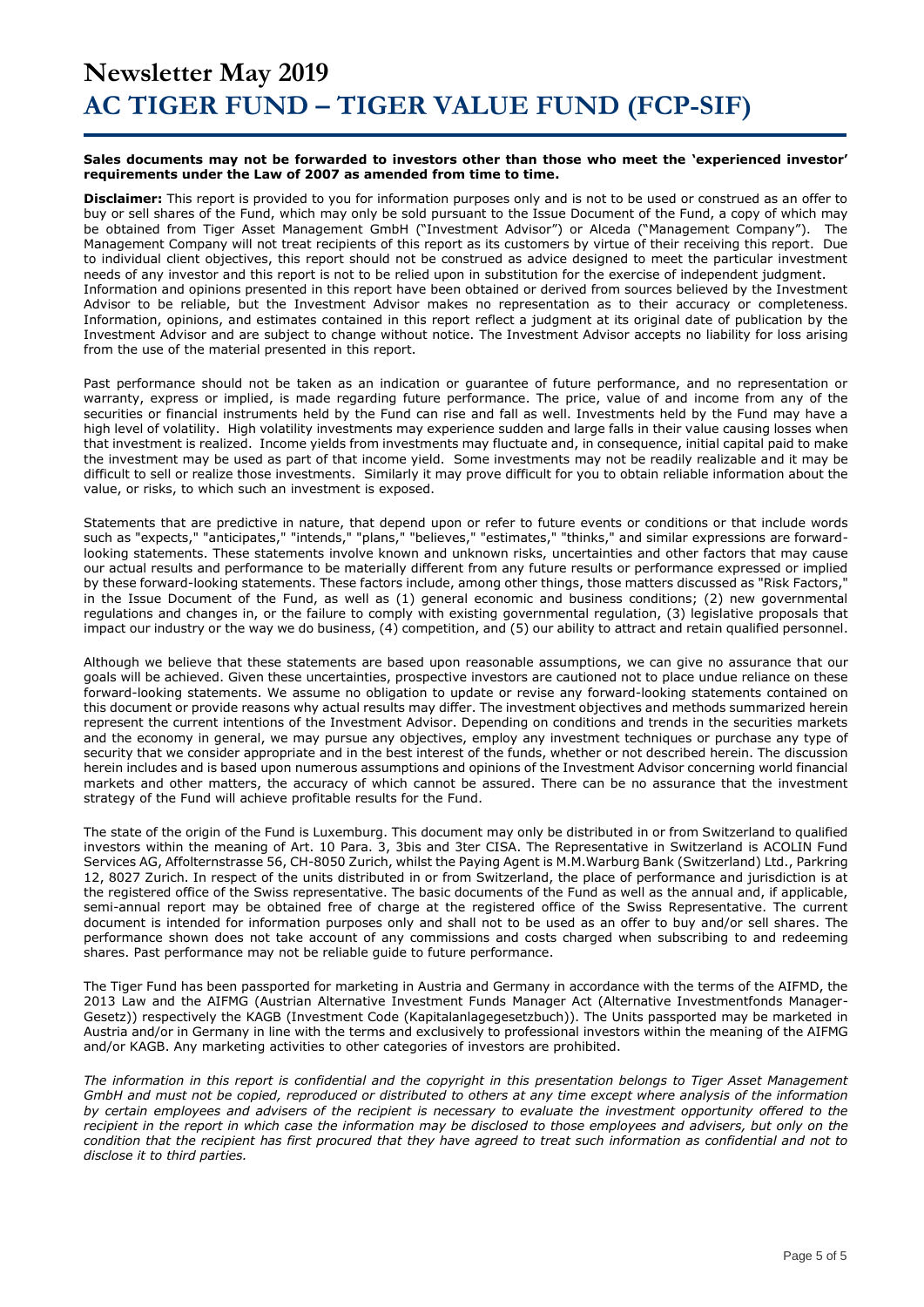# Newsletter May 2019

# AC TIGER FUND – TIGER VALUE FUND (FCP-SIF)

**Sales documents may not be forwarded to investors other than those who meet the 'experienced investor' requirements under the Law of 2007 as amended from time to time.**

**Disclaimer:** This report is provided to you for information purposes only and is not to be used or construed as an offer to buy or sell shares of the Fund, which may only be sold pursuant to the Issue Document of the Fund, a copy of which may be obtained from Tiger Asset Management GmbH ("Investment Advisor") or Alceda ("Management Company"). The Management Company will not treat recipients of this report as its customers by virtue of their receiving this report. Due to individual client objectives, this report should not be construed as advice designed to meet the particular investment needs of any investor and this report is not to be relied upon in substitution for the exercise of independent judgment. Information and opinions presented in this report have been obtained or derived from sources believed by the Investment Advisor to be reliable, but the Investment Advisor makes no representation as to their accuracy or completeness. Information, opinions, and estimates contained in this report reflect a judgment at its original date of publication by the Investment Advisor and are subject to change without notice. The Investment Advisor accepts no liability for loss arising from the use of the material presented in this report.

Past performance should not be taken as an indication or guarantee of future performance, and no representation or warranty, express or implied, is made regarding future performance. The price, value of and income from any of the securities or financial instruments held by the Fund can rise and fall as well. Investments held by the Fund may have a high level of volatility. High volatility investments may experience sudden and large falls in their value causing losses when that investment is realized. Income yields from investments may fluctuate and, in consequence, initial capital paid to make the investment may be used as part of that income yield. Some investments may not be readily realizable and it may be difficult to sell or realize those investments. Similarly it may prove difficult for you to obtain reliable information about the value, or risks, to which such an investment is exposed.

Statements that are predictive in nature, that depend upon or refer to future events or conditions or that include words such as "expects," "anticipates," "intends," "plans," "believes," "estimates," "thinks," and similar expressions are forward-looking statements. These statements involve known and unknown risks, uncertainties and other factors that may cause our actual results and performance to be materially different from any future results or performance expressed or implied by these forward-looking statements. These factors include, among other things, those matters discussed as "Risk Factors," in the Issue Document of the Fund, as well as (1) general economic and business conditions; (2) new governmental regulations and changes in, or the failure to comply with existing governmental regulation, (3) legislative proposals that impact our industry or the way we do business, (4) competition, and (5) our ability to attract and retain qualified personnel.

Although we believe that these statements are based upon reasonable assumptions, we can give no assurance that our goals will be achieved. Given these uncertainties, prospective investors are cautioned not to place undue reliance on these forward-looking statements. We assume no obligation to update or revise any forward-looking statements contained on this document or provide reasons why actual results may differ. The investment objectives and methods summarized herein represent the current intentions of the Investment Advisor. Depending on conditions and trends in the securities markets and the economy in general, we may pursue any objectives, employ any investment techniques or purchase any type of security that we consider appropriate and in the best interest of the funds, whether or not described herein. The discussion herein includes and is based upon numerous assumptions and opinions of the Investment Advisor concerning world financial markets and other matters, the accuracy of which cannot be assured. There can be no assurance that the investment strategy of the Fund will achieve profitable results for the Fund.

The state of the origin of the Fund is Luxemburg. This document may only be distributed in or from Switzerland to qualified investors within the meaning of Art. 10 Para. 3, 3bis and 3ter CISA. The Representative in Switzerland is ACOLIN Fund Services AG, Affolternstrasse 56, CH-8050 Zurich, whilst the Paying Agent is M.M.Warburg Bank (Switzerland) Ltd., Parkring 12, 8027 Zurich. In respect of the units distributed in or from Switzerland, the place of performance and jurisdiction is at the registered office of the Swiss representative. The basic documents of the Fund as well as the annual and, if applicable, semi-annual report may be obtained free of charge at the registered office of the Swiss Representative. The current document is intended for information purposes only and shall not to be used as an offer to buy and/or sell shares. The performance shown does not take account of any commissions and costs charged when subscribing to and redeeming shares. Past performance may not be reliable guide to future performance.

The Tiger Fund has been passported for marketing in Austria and Germany in accordance with the terms of the AIFMD, the 2013 Law and the AIFMG (Austrian Alternative Investment Funds Manager Act (Alternative Investmentfonds Manager-Gesetz)) respectively the KAGB (Investment Code (Kapitalanlagegesetzbuch)). The Units passported may be marketed in Austria and/or in Germany in line with the terms and exclusively to professional investors within the meaning of the AIFMG and/or KAGB. Any marketing activities to other categories of investors are prohibited.

*The information in this report is confidential and the copyright in this presentation belongs to Tiger Asset Management GmbH and must not be copied, reproduced or distributed to others at any time except where analysis of the information by certain employees and advisers of the recipient is necessary to evaluate the investment opportunity offered to the recipient in the report in which case the information may be disclosed to those employees and advisers, but only on the condition that the recipient has first procured that they have agreed to treat such information as confidential and not to disclose it to third parties.*